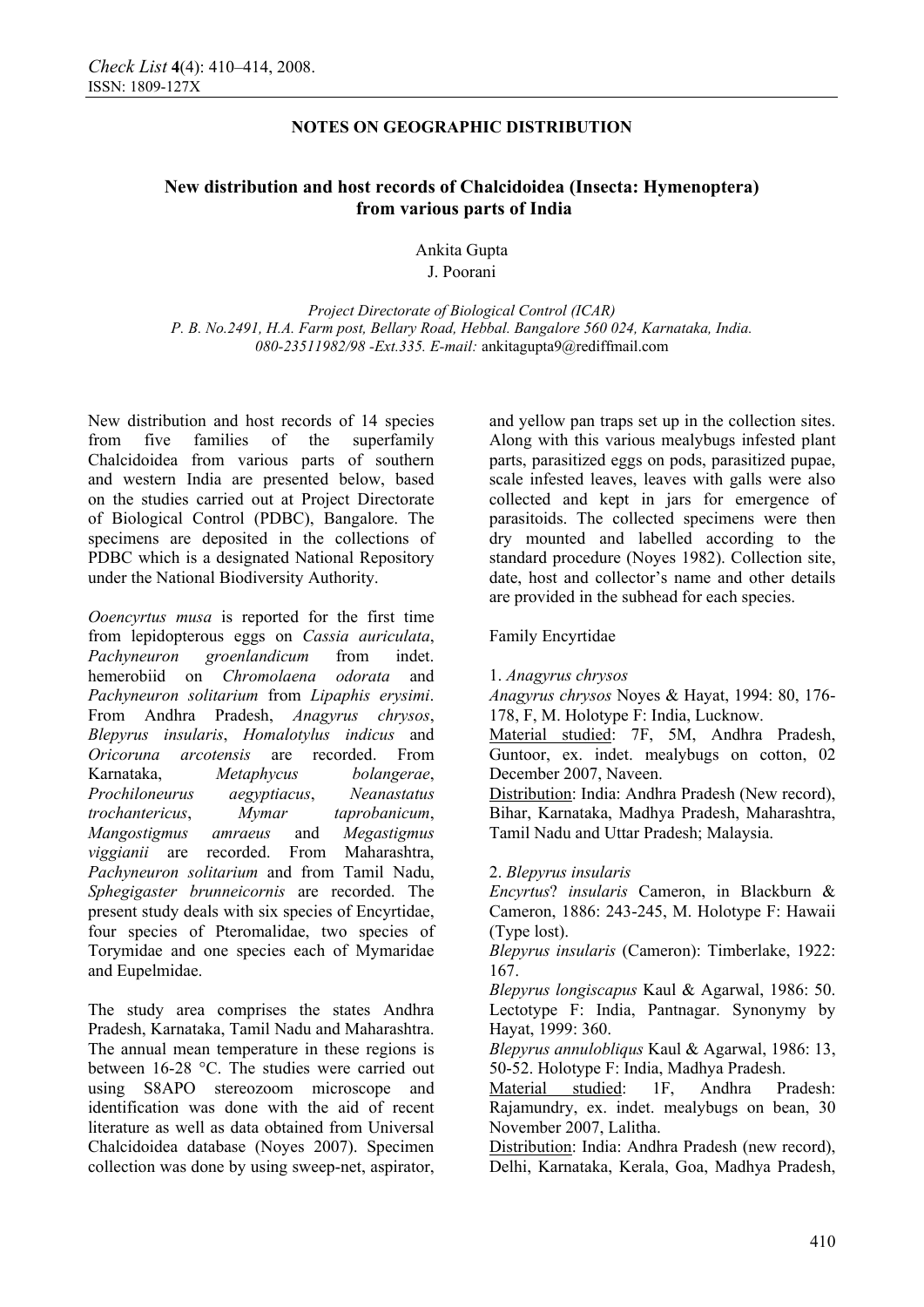**NOTES ON GEOGRAPHIC DISTRIBUTION**

# New distribution and host records of Chalcidoidea (Insecta: Hymenoptera) from various parts of India

Ankita Gupta
J. Poorani

*Project Directorate of Biological Control (ICAR)*
*P. B. No.2491, H.A. Farm post, Bellary Road, Hebbal. Bangalore 560 024, Karnataka, India.*
*080-23511982/98 -Ext.335. E-mail:* ankitagupta9@rediffmail.com

New distribution and host records of 14 species from five families of the superfamily Chalcidoidea from various parts of southern and western India are presented below, based on the studies carried out at Project Directorate of Biological Control (PDBC), Bangalore. The specimens are deposited in the collections of PDBC which is a designated National Repository under the National Biodiversity Authority.

*Ooencyrtus musa* is reported for the first time from lepidopterous eggs on *Cassia auriculata*, *Pachyneuron groenlandicum* from indet. hemerobiid on *Chromolaena odorata* and *Pachyneuron solitarium* from *Lipaphis erysimi*. From Andhra Pradesh, *Anagyrus chrysos*, *Blepyrus insularis*, *Homalotylus indicus* and *Oricoruna arcotensis* are recorded. From Karnataka, *Metaphycus bolangerae*, *Prochiloneurus aegyptiacus*, *Neanastatus trochantericus*, *Mymar taprobanicum*, *Mangostigmus amraeus* and *Megastigmus viggianii* are recorded. From Maharashtra, *Pachyneuron solitarium* and from Tamil Nadu, *Sphegigaster brunneicornis* are recorded. The present study deals with six species of Encyrtidae, four species of Pteromalidae, two species of Torymidae and one species each of Mymaridae and Eupelmidae.

The study area comprises the states Andhra Pradesh, Karnataka, Tamil Nadu and Maharashtra. The annual mean temperature in these regions is between 16-28 °C. The studies were carried out using S8APO stereozoom microscope and identification was done with the aid of recent literature as well as data obtained from Universal Chalcidoidea database (Noyes 2007). Specimen collection was done by using sweep-net, aspirator, and yellow pan traps set up in the collection sites. Along with this various mealybugs infested plant parts, parasitized eggs on pods, parasitized pupae, scale infested leaves, leaves with galls were also collected and kept in jars for emergence of parasitoids. The collected specimens were then dry mounted and labelled according to the standard procedure (Noyes 1982). Collection site, date, host and collector's name and other details are provided in the subhead for each species.

Family Encyrtidae

1. *Anagyrus chrysos*

*Anagyrus chrysos* Noyes & Hayat, 1994: 80, 176-178, F, M. Holotype F: India, Lucknow.

Material studied: 7F, 5M, Andhra Pradesh, Guntoor, ex. indet. mealybugs on cotton, 02 December 2007, Naveen.

Distribution: India: Andhra Pradesh (New record), Bihar, Karnataka, Madhya Pradesh, Maharashtra, Tamil Nadu and Uttar Pradesh; Malaysia.

2. *Blepyrus insularis*

*Encyrtus*? *insularis* Cameron, in Blackburn & Cameron, 1886: 243-245, M. Holotype F: Hawaii (Type lost).

*Blepyrus insularis* (Cameron): Timberlake, 1922: 167.

*Blepyrus longiscapus* Kaul & Agarwal, 1986: 50. Lectotype F: India, Pantnagar. Synonymy by Hayat, 1999: 360.

*Blepyrus annulobliqus* Kaul & Agarwal, 1986: 13, 50-52. Holotype F: India, Madhya Pradesh.

Material studied: 1F, Andhra Pradesh: Rajamundry, ex. indet. mealybugs on bean, 30 November 2007, Lalitha.

Distribution: India: Andhra Pradesh (new record), Delhi, Karnataka, Kerala, Goa, Madhya Pradesh,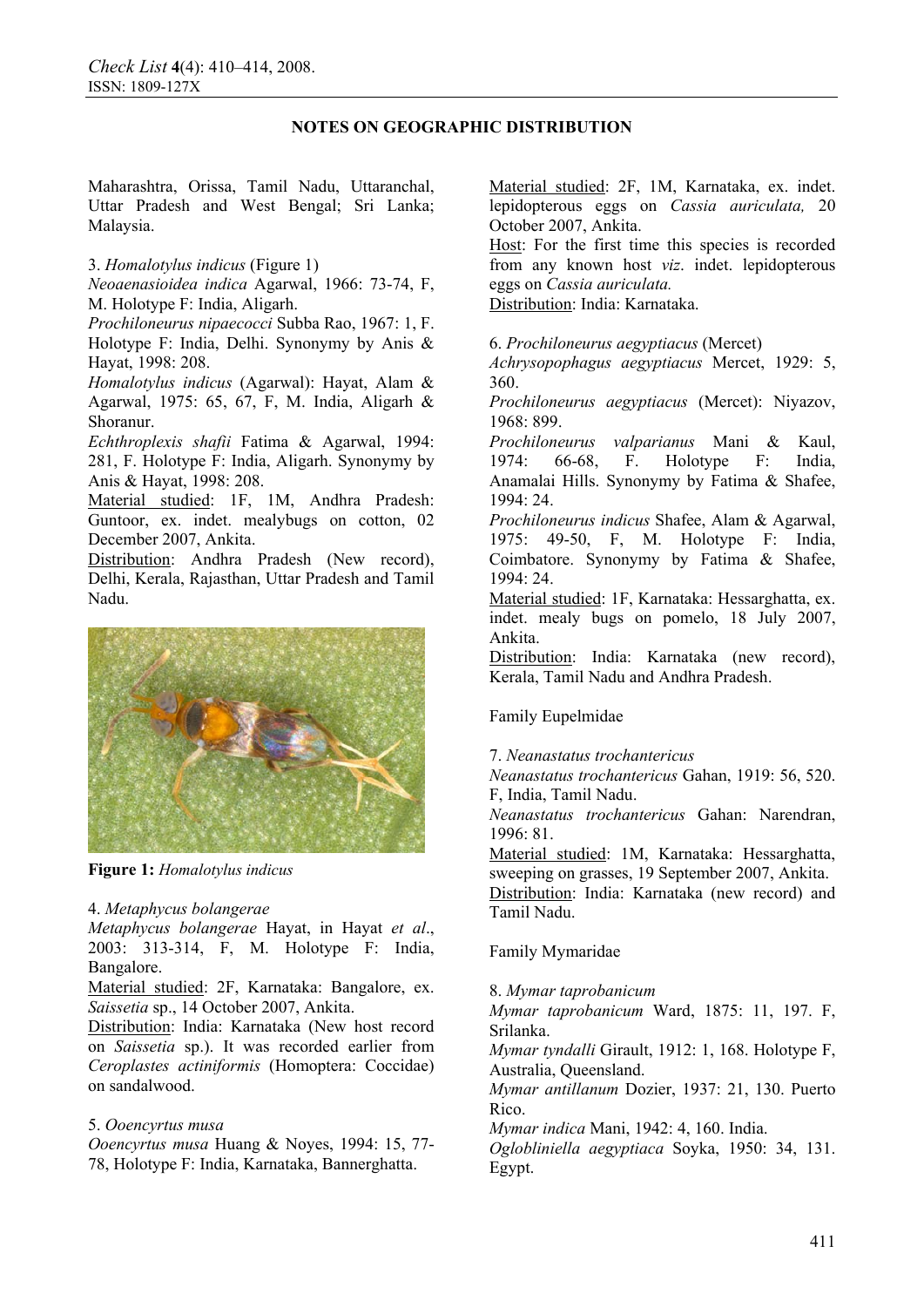Maharashtra, Orissa, Tamil Nadu, Uttaranchal, Uttar Pradesh and West Bengal; Sri Lanka; Malaysia.

3. *Homalotylus indicus* (Figure 1)
*Neoaenasioidea indica* Agarwal, 1966: 73-74, F, M. Holotype F: India, Aligarh.
*Prochiloneurus nipaecocci* Subba Rao, 1967: 1, F. Holotype F: India, Delhi. Synonymy by Anis & Hayat, 1998: 208.
*Homalotylus indicus* (Agarwal): Hayat, Alam & Agarwal, 1975: 65, 67, F, M. India, Aligarh & Shoranur.
*Echthroplexis shafii* Fatima & Agarwal, 1994: 281, F. Holotype F: India, Aligarh. Synonymy by Anis & Hayat, 1998: 208.
Material studied: 1F, 1M, Andhra Pradesh: Guntoor, ex. indet. mealybugs on cotton, 02 December 2007, Ankita.
Distribution: Andhra Pradesh (New record), Delhi, Kerala, Rajasthan, Uttar Pradesh and Tamil Nadu.

**Figure 1:** *Homalotylus indicus*

4. *Metaphycus bolangerae*
*Metaphycus bolangerae* Hayat, in Hayat *et al*., 2003: 313-314, F, M. Holotype F: India, Bangalore.
Material studied: 2F, Karnataka: Bangalore, ex. *Saissetia* sp., 14 October 2007, Ankita.
Distribution: India: Karnataka (New host record on *Saissetia* sp.). It was recorded earlier from *Ceroplastes actiniformis* (Homoptera: Coccidae) on sandalwood.

5. *Ooencyrtus musa*
*Ooencyrtus musa* Huang & Noyes, 1994: 15, 77-78, Holotype F: India, Karnataka, Bannerghatta.
Material studied: 2F, 1M, Karnataka, ex. indet. lepidopterous eggs on *Cassia auriculata,* 20 October 2007, Ankita.
Host: For the first time this species is recorded from any known host *viz*. indet. lepidopterous eggs on *Cassia auriculata.*
Distribution: India: Karnataka.

6. *Prochiloneurus aegyptiacus* (Mercet)
*Achrysopophagus aegyptiacus* Mercet, 1929: 5, 360.
*Prochiloneurus aegyptiacus* (Mercet): Niyazov, 1968: 899.
*Prochiloneurus valparianus* Mani & Kaul, 1974: 66-68, F. Holotype F: India, Anamalai Hills. Synonymy by Fatima & Shafee, 1994: 24.
*Prochiloneurus indicus* Shafee, Alam & Agarwal, 1975: 49-50, F, M. Holotype F: India, Coimbatore. Synonymy by Fatima & Shafee, 1994: 24.
Material studied: 1F, Karnataka: Hessarghatta, ex. indet. mealy bugs on pomelo, 18 July 2007, Ankita.
Distribution: India: Karnataka (new record), Kerala, Tamil Nadu and Andhra Pradesh.

Family Eupelmidae

7. *Neanastatus trochantericus*
*Neanastatus trochantericus* Gahan, 1919: 56, 520. F, India, Tamil Nadu.
*Neanastatus trochantericus* Gahan: Narendran, 1996: 81.
Material studied: 1M, Karnataka: Hessarghatta, sweeping on grasses, 19 September 2007, Ankita.
Distribution: India: Karnataka (new record) and Tamil Nadu.

Family Mymaridae

8. *Mymar taprobanicum*
*Mymar taprobanicum* Ward, 1875: 11, 197. F, Srilanka.
*Mymar tyndalli* Girault, 1912: 1, 168. Holotype F, Australia, Queensland.
*Mymar antillanum* Dozier, 1937: 21, 130. Puerto Rico.
*Mymar indica* Mani, 1942: 4, 160. India.
*Ogloblinielia aegyptiaca* Soyka, 1950: 34, 131. Egypt.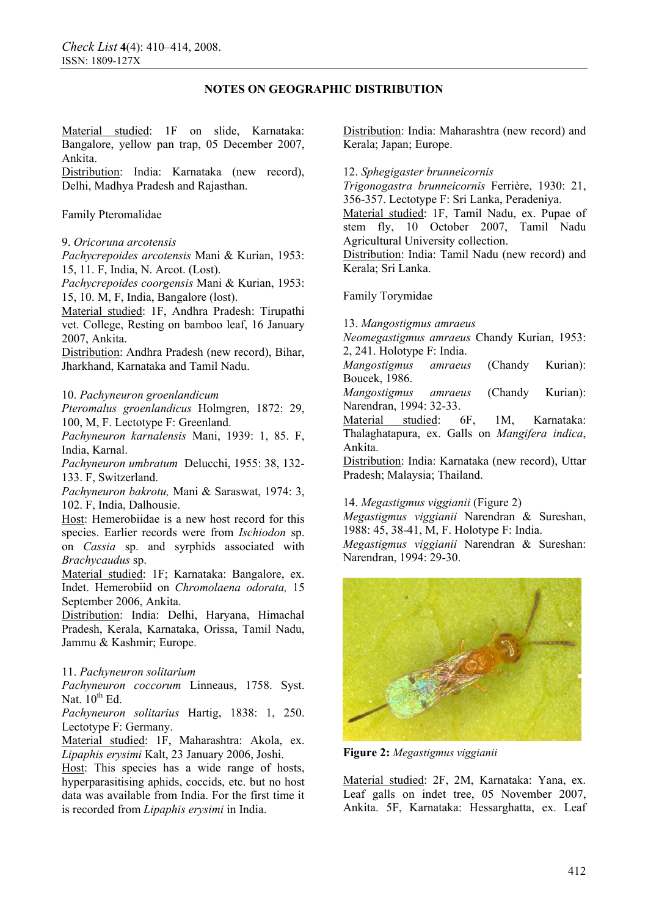Material studied: 1F on slide, Karnataka: Bangalore, yellow pan trap, 05 December 2007, Ankita.
Distribution: India: Karnataka (new record), Delhi, Madhya Pradesh and Rajasthan.

Family Pteromalidae

9. *Oricoruna arcotensis*
*Pachycrepoides arcotensis* Mani & Kurian, 1953: 15, 11. F, India, N. Arcot. (Lost).
*Pachycrepoides coorgensis* Mani & Kurian, 1953: 15, 10. M, F, India, Bangalore (lost).
Material studied: 1F, Andhra Pradesh: Tirupathi vet. College, Resting on bamboo leaf, 16 January 2007, Ankita.
Distribution: Andhra Pradesh (new record), Bihar, Jharkhand, Karnataka and Tamil Nadu.

10. *Pachyneuron groenlandicum*
*Pteromalus groenlandicus* Holmgren, 1872: 29, 100, M, F. Lectotype F: Greenland.
*Pachyneuron karnalensis* Mani, 1939: 1, 85. F, India, Karnal.
*Pachyneuron umbratum* Delucchi, 1955: 38, 132-133. F, Switzerland.
*Pachyneuron bakrotu,* Mani & Saraswat, 1974: 3, 102. F, India, Dalhousie.
Host: Hemerobiidae is a new host record for this species. Earlier records were from *Ischiodon* sp. on *Cassia* sp. and syrphids associated with *Brachycaudus* sp.
Material studied: 1F; Karnataka: Bangalore, ex. Indet. Hemerobiid on *Chromolaena odorata,* 15 September 2006, Ankita.
Distribution: India: Delhi, Haryana, Himachal Pradesh, Kerala, Karnataka, Orissa, Tamil Nadu, Jammu & Kashmir; Europe.

11. *Pachyneuron solitarium*
*Pachyneuron coccorum* Linneaus, 1758. Syst. Nat. 10th Ed.
*Pachyneuron solitarius* Hartig, 1838: 1, 250. Lectotype F: Germany.
Material studied: 1F, Maharashtra: Akola, ex. *Lipaphis erysimi* Kalt, 23 January 2006, Joshi.
Host: This species has a wide range of hosts, hyperparasitising aphids, coccids, etc. but no host data was available from India. For the first time it is recorded from *Lipaphis erysimi* in India.

Distribution: India: Maharashtra (new record) and Kerala; Japan; Europe.

12. *Sphegigaster brunneicornis*
*Trigonogastra brunneicornis* Ferrière, 1930: 21, 356-357. Lectotype F: Sri Lanka, Peradeniya.
Material studied: 1F, Tamil Nadu, ex. Pupae of stem fly, 10 October 2007, Tamil Nadu Agricultural University collection.
Distribution: India: Tamil Nadu (new record) and Kerala; Sri Lanka.

Family Torymidae

13. *Mangostigmus amraeus*
*Neomegastigmus amraeus* Chandy Kurian, 1953: 2, 241. Holotype F: India.
*Mangostigmus amraeus* (Chandy Kurian): Boucek, 1986.
*Mangostigmus amraeus* (Chandy Kurian): Narendran, 1994: 32-33.
Material studied: 6F, 1M, Karnataka: Thalaghatapura, ex. Galls on *Mangifera indica*, Ankita.
Distribution: India: Karnataka (new record), Uttar Pradesh; Malaysia; Thailand.

14. *Megastigmus viggianii* (Figure 2)
*Megastigmus viggianii* Narendran & Sureshan, 1988: 45, 38-41, M, F. Holotype F: India.
*Megastigmus viggianii* Narendran & Sureshan: Narendran, 1994: 29-30.

**Figure 2:** *Megastigmus viggianii*

Material studied: 2F, 2M, Karnataka: Yana, ex. Leaf galls on indet tree, 05 November 2007, Ankita. 5F, Karnataka: Hessarghatta, ex. Leaf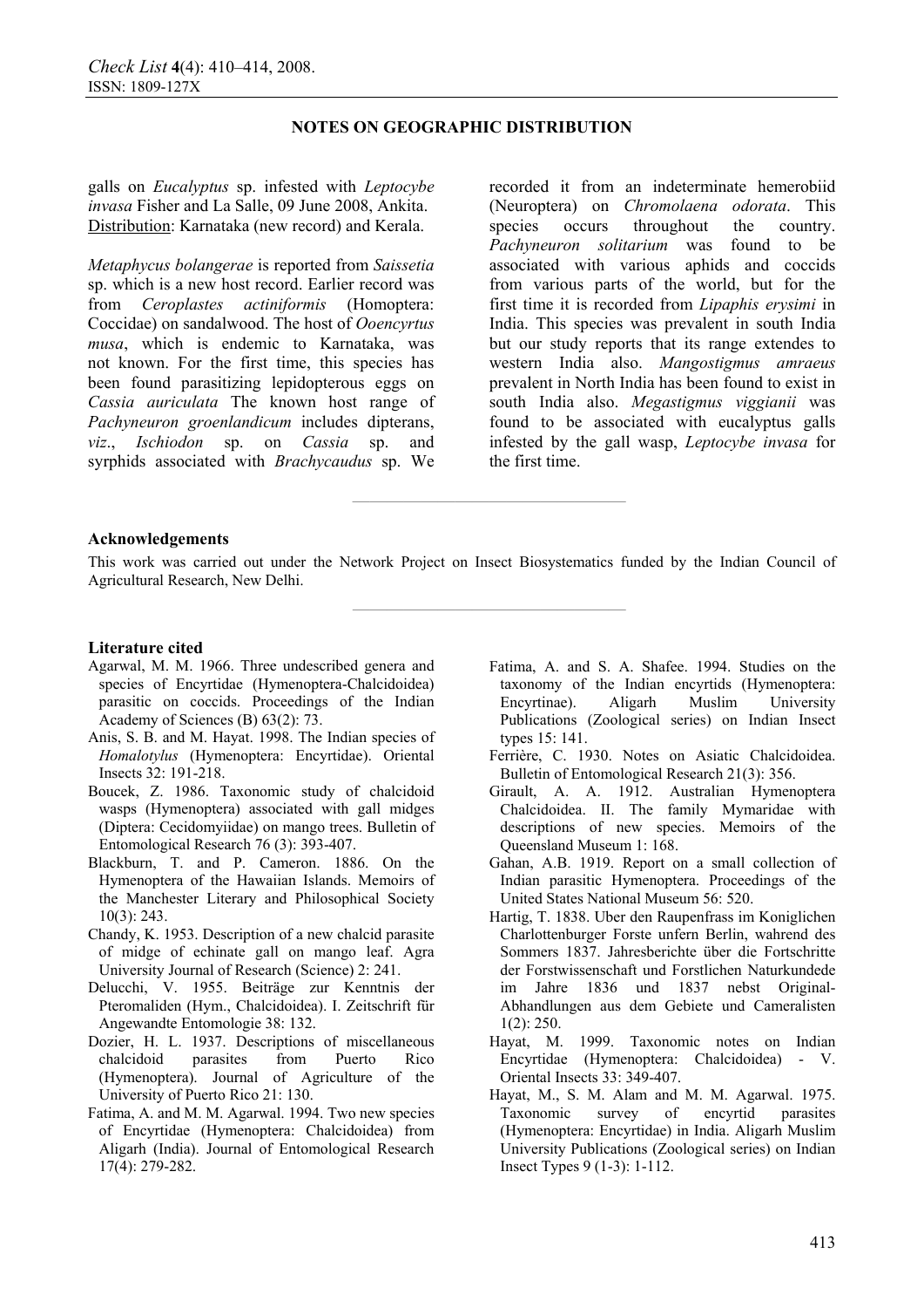galls on *Eucalyptus* sp. infested with *Leptocybe invasa* Fisher and La Salle, 09 June 2008, Ankita. Distribution: Karnataka (new record) and Kerala.

*Metaphycus bolangerae* is reported from *Saissetia* sp. which is a new host record. Earlier record was from *Ceroplastes actiniformis* (Homoptera: Coccidae) on sandalwood. The host of *Ooencyrtus musa*, which is endemic to Karnataka, was not known. For the first time, this species has been found parasitizing lepidopterous eggs on *Cassia auriculata* The known host range of *Pachyneuron groenlandicum* includes dipterans, *viz*., *Ischiodon* sp. on *Cassia* sp. and syrphids associated with *Brachycaudus* sp. We recorded it from an indeterminate hemerobiid (Neuroptera) on *Chromolaena odorata*. This species occurs throughout the country. *Pachyneuron solitarium* was found to be associated with various aphids and coccids from various parts of the world, but for the first time it is recorded from *Lipaphis erysimi* in India. This species was prevalent in south India but our study reports that its range extendes to western India also. *Mangostigmus amraeus* prevalent in North India has been found to exist in south India also. *Megastigmus viggianii* was found to be associated with eucalyptus galls infested by the gall wasp, *Leptocybe invasa* for the first time.

## Acknowledgements

This work was carried out under the Network Project on Insect Biosystematics funded by the Indian Council of Agricultural Research, New Delhi.

## Literature cited

Agarwal, M. M. 1966. Three undescribed genera and species of Encyrtidae (Hymenoptera-Chalcidoidea) parasitic on coccids. Proceedings of the Indian Academy of Sciences (B) 63(2): 73.

Anis, S. B. and M. Hayat. 1998. The Indian species of *Homalotylus* (Hymenoptera: Encyrtidae). Oriental Insects 32: 191-218.

Boucek, Z. 1986. Taxonomic study of chalcidoid wasps (Hymenoptera) associated with gall midges (Diptera: Cecidomyiidae) on mango trees. Bulletin of Entomological Research 76 (3): 393-407.

Blackburn, T. and P. Cameron. 1886. On the Hymenoptera of the Hawaiian Islands. Memoirs of the Manchester Literary and Philosophical Society 10(3): 243.

Chandy, K. 1953. Description of a new chalcid parasite of midge of echinate gall on mango leaf. Agra University Journal of Research (Science) 2: 241.

Delucchi, V. 1955. Beiträge zur Kenntnis der Pteromaliden (Hym., Chalcidoidea). I. Zeitschrift für Angewandte Entomologie 38: 132.

Dozier, H. L. 1937. Descriptions of miscellaneous chalcidoid parasites from Puerto Rico (Hymenoptera). Journal of Agriculture of the University of Puerto Rico 21: 130.

Fatima, A. and M. M. Agarwal. 1994. Two new species of Encyrtidae (Hymenoptera: Chalcidoidea) from Aligarh (India). Journal of Entomological Research 17(4): 279-282.

Fatima, A. and S. A. Shafee. 1994. Studies on the taxonomy of the Indian encyrtids (Hymenoptera: Encyrtinae). Aligarh Muslim University Publications (Zoological series) on Indian Insect types 15: 141.

Ferrière, C. 1930. Notes on Asiatic Chalcidoidea. Bulletin of Entomological Research 21(3): 356.

Girault, A. A. 1912. Australian Hymenoptera Chalcidoidea. II. The family Mymaridae with descriptions of new species. Memoirs of the Queensland Museum 1: 168.

Gahan, A.B. 1919. Report on a small collection of Indian parasitic Hymenoptera. Proceedings of the United States National Museum 56: 520.

Hartig, T. 1838. Uber den Raupenfrass im Koniglichen Charlottenburger Forste unfern Berlin, wahrend des Sommers 1837. Jahresberichte über die Fortschritte der Forstwissenschaft und Forstlichen Naturkundede im Jahre 1836 und 1837 nebst Original-Abhandlungen aus dem Gebiete und Cameralisten 1(2): 250.

Hayat, M. 1999. Taxonomic notes on Indian Encyrtidae (Hymenoptera: Chalcidoidea) - V. Oriental Insects 33: 349-407.

Hayat, M., S. M. Alam and M. M. Agarwal. 1975. Taxonomic survey of encyrtid parasites (Hymenoptera: Encyrtidae) in India. Aligarh Muslim University Publications (Zoological series) on Indian Insect Types 9 (1-3): 1-112.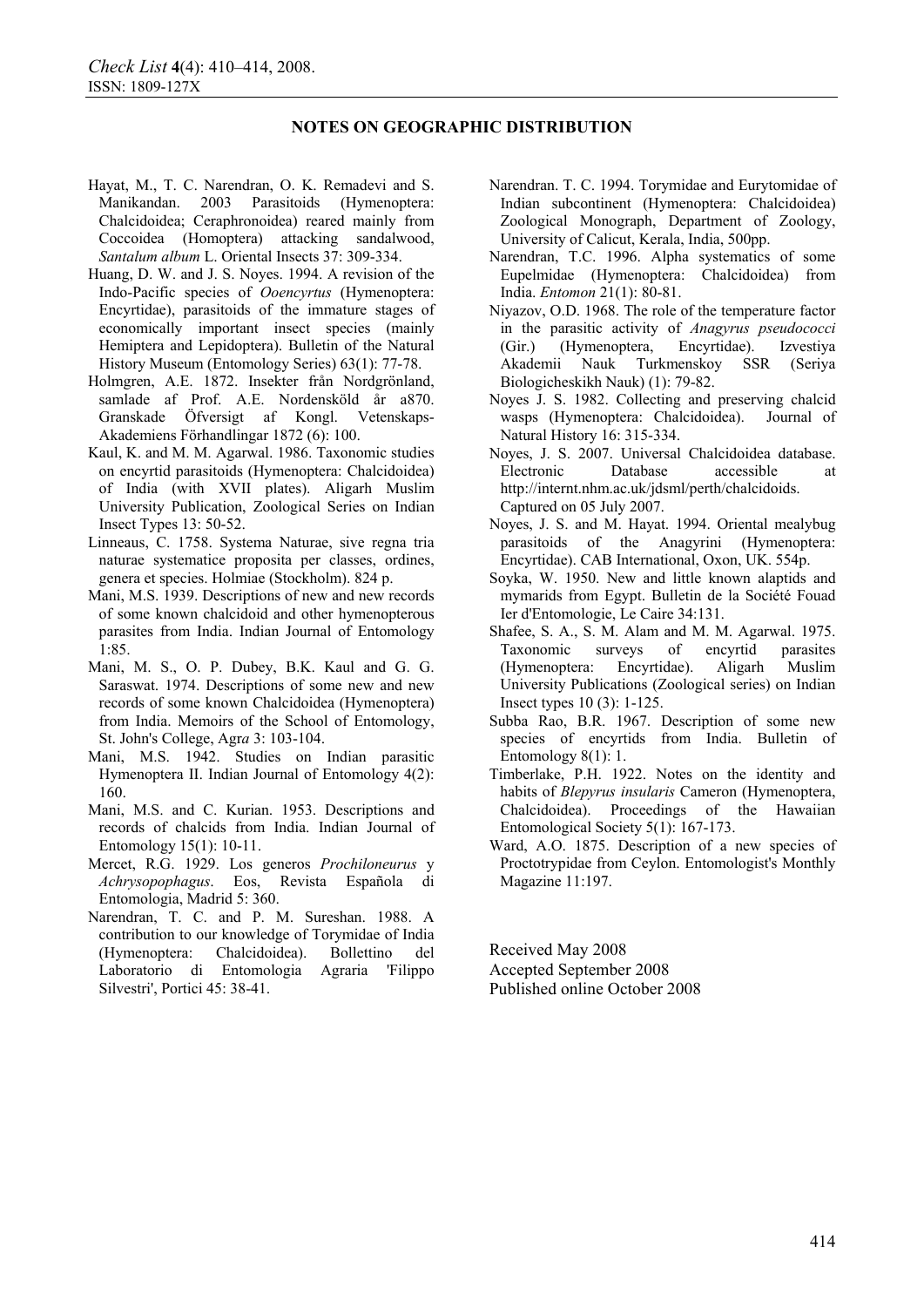Hayat, M., T. C. Narendran, O. K. Remadevi and S. Manikandan. 2003 Parasitoids (Hymenoptera: Chalcidoidea; Ceraphronoidea) reared mainly from Coccoidea (Homoptera) attacking sandalwood, *Santalum album* L. Oriental Insects 37: 309-334.

Huang, D. W. and J. S. Noyes. 1994. A revision of the Indo-Pacific species of *Ooencyrtus* (Hymenoptera: Encyrtidae), parasitoids of the immature stages of economically important insect species (mainly Hemiptera and Lepidoptera). Bulletin of the Natural History Museum (Entomology Series) 63(1): 77-78.

Holmgren, A.E. 1872. Insekter från Nordgrönland, samlade af Prof. A.E. Nordensköld år a870. Granskade Öfversigt af Kongl. Vetenskaps-Akademiens Förhandlingar 1872 (6): 100.

Kaul, K. and M. M. Agarwal. 1986. Taxonomic studies on encyrtid parasitoids (Hymenoptera: Chalcidoidea) of India (with XVII plates). Aligarh Muslim University Publication, Zoological Series on Indian Insect Types 13: 50-52.

Linneaus, C. 1758. Systema Naturae, sive regna tria naturae systematice proposita per classes, ordines, genera et species. Holmiae (Stockholm). 824 p.

Mani, M.S. 1939. Descriptions of new and new records of some known chalcidoid and other hymenopterous parasites from India. Indian Journal of Entomology 1:85.

Mani, M. S., O. P. Dubey, B.K. Kaul and G. G. Saraswat. 1974. Descriptions of some new and new records of some known Chalcidoidea (Hymenoptera) from India. Memoirs of the School of Entomology, St. John's College, Agr*a* 3: 103-104.

Mani, M.S. 1942. Studies on Indian parasitic Hymenoptera II. Indian Journal of Entomology 4(2): 160.

Mani, M.S. and C. Kurian. 1953. Descriptions and records of chalcids from India. Indian Journal of Entomology 15(1): 10-11.

Mercet, R.G. 1929. Los generos *Prochiloneurus* y *Achrysopophagus*. Eos, Revista Española di Entomologia, Madrid 5: 360.

Narendran, T. C. and P. M. Sureshan. 1988. A contribution to our knowledge of Torymidae of India (Hymenoptera: Chalcidoidea). Bollettino del Laboratorio di Entomologia Agraria 'Filippo Silvestri', Portici 45: 38-41.

Narendran. T. C. 1994. Torymidae and Eurytomidae of Indian subcontinent (Hymenoptera: Chalcidoidea) Zoological Monograph, Department of Zoology, University of Calicut, Kerala, India, 500pp.

Narendran, T.C. 1996. Alpha systematics of some Eupelmidae (Hymenoptera: Chalcidoidea) from India. *Entomon* 21(1): 80-81.

Niyazov, O.D. 1968. The role of the temperature factor in the parasitic activity of *Anagyrus pseudococci* (Gir.) (Hymenoptera, Encyrtidae). Izvestiya Akademii Nauk Turkmenskoy SSR (Seriya Biologicheskikh Nauk) (1): 79-82.

Noyes J. S. 1982. Collecting and preserving chalcid wasps (Hymenoptera: Chalcidoidea). Journal of Natural History 16: 315-334.

Noyes, J. S. 2007. Universal Chalcidoidea database. Electronic Database accessible at http://internt.nhm.ac.uk/jdsml/perth/chalcidoids. Captured on 05 July 2007.

Noyes, J. S. and M. Hayat. 1994. Oriental mealybug parasitoids of the Anagyrini (Hymenoptera: Encyrtidae). CAB International, Oxon, UK. 554p.

Soyka, W. 1950. New and little known alaptids and mymarids from Egypt. Bulletin de la Société Fouad Ier d'Entomologie, Le Caire 34:131.

Shafee, S. A., S. M. Alam and M. M. Agarwal. 1975. Taxonomic surveys of encyrtid parasites (Hymenoptera: Encyrtidae). Aligarh Muslim University Publications (Zoological series) on Indian Insect types 10 (3): 1-125.

Subba Rao, B.R. 1967. Description of some new species of encyrtids from India. Bulletin of Entomology 8(1): 1.

Timberlake, P.H. 1922. Notes on the identity and habits of *Blepyrus insularis* Cameron (Hymenoptera, Chalcidoidea). Proceedings of the Hawaiian Entomological Society 5(1): 167-173.

Ward, A.O. 1875. Description of a new species of Proctotrypidae from Ceylon. Entomologist's Monthly Magazine 11:197.

Received May 2008
Accepted September 2008
Published online October 2008